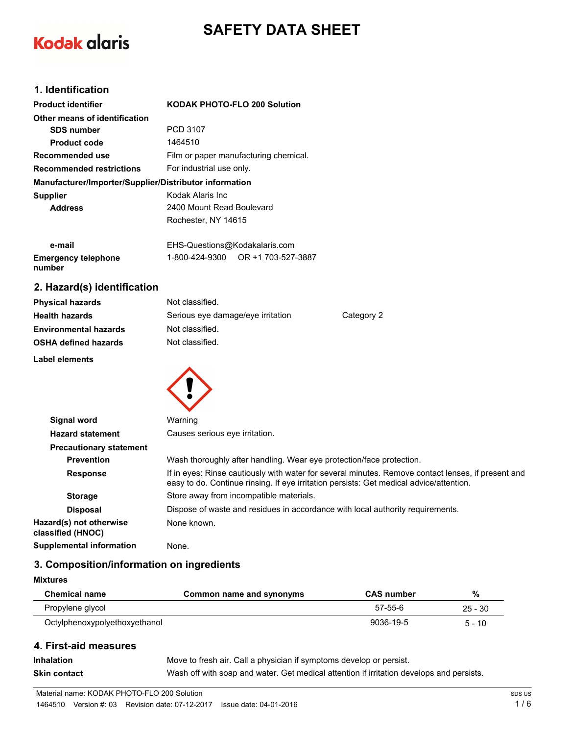# SAFETY DATA SHEET

Kodak alaris

## 1. Identification

| | |
|---|---|
| **Product identifier** | **KODAK PHOTO-FLO 200 Solution** |
| **Other means of identification** | |
| **SDS number** | PCD 3107 |
| **Product code** | 1464510 |
| **Recommended use** | Film or paper manufacturing chemical. |
| **Recommended restrictions** | For industrial use only. |

**Manufacturer/Importer/Supplier/Distributor information**

| | |
|---|---|
| **Supplier** | Kodak Alaris Inc |
| **Address** | 2400 Mount Read Boulevard<br>Rochester, NY 14615 |
| **e-mail** | EHS-Questions@Kodakalaris.com |
| **Emergency telephone number** | 1-800-424-9300 OR +1 703-527-3887 |

## 2. Hazard(s) identification

| | | |
|---|---|---|
| **Physical hazards** | Not classified. | |
| **Health hazards** | Serious eye damage/eye irritation | Category 2 |
| **Environmental hazards** | Not classified. | |
| **OSHA defined hazards** | Not classified. | |

**Label elements**

| | |
|---|---|
| **Signal word** | Warning |
| **Hazard statement** | Causes serious eye irritation. |
| **Precautionary statement** | |
| **Prevention** | Wash thoroughly after handling. Wear eye protection/face protection. |
| **Response** | If in eyes: Rinse cautiously with water for several minutes. Remove contact lenses, if present and easy to do. Continue rinsing. If eye irritation persists: Get medical advice/attention. |
| **Storage** | Store away from incompatible materials. |
| **Disposal** | Dispose of waste and residues in accordance with local authority requirements. |
| **Hazard(s) not otherwise classified (HNOC)** | None known. |
| **Supplemental information** | None. |

## 3. Composition/information on ingredients

**Mixtures**

| Chemical name | Common name and synonyms | CAS number | % |
|---|---|---|---|
| Propylene glycol | | 57-55-6 | 25 - 30 |
| Octylphenoxypolyethoxyethanol | | 9036-19-5 | 5 - 10 |

## 4. First-aid measures

| | |
|---|---|
| **Inhalation** | Move to fresh air. Call a physician if symptoms develop or persist. |
| **Skin contact** | Wash off with soap and water. Get medical attention if irritation develops and persists. |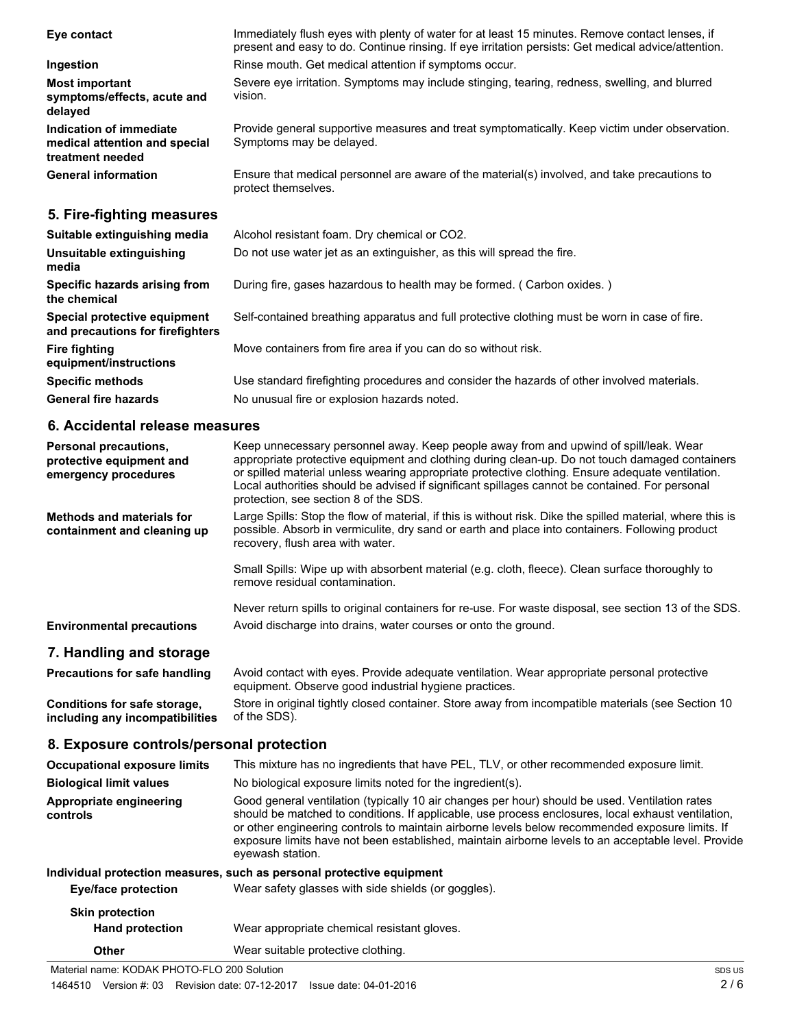| | |
|---|---|
| **Eye contact** | Immediately flush eyes with plenty of water for at least 15 minutes. Remove contact lenses, if present and easy to do. Continue rinsing. If eye irritation persists: Get medical advice/attention. |
| **Ingestion** | Rinse mouth. Get medical attention if symptoms occur. |
| **Most important symptoms/effects, acute and delayed** | Severe eye irritation. Symptoms may include stinging, tearing, redness, swelling, and blurred vision. |
| **Indication of immediate medical attention and special treatment needed** | Provide general supportive measures and treat symptomatically. Keep victim under observation. Symptoms may be delayed. |
| **General information** | Ensure that medical personnel are aware of the material(s) involved, and take precautions to protect themselves. |

## 5. Fire-fighting measures

| | |
|---|---|
| **Suitable extinguishing media** | Alcohol resistant foam. Dry chemical or $CO_2$. |
| **Unsuitable extinguishing media** | Do not use water jet as an extinguisher, as this will spread the fire. |
| **Specific hazards arising from the chemical** | During fire, gases hazardous to health may be formed. ( Carbon oxides. ) |
| **Special protective equipment and precautions for firefighters** | Self-contained breathing apparatus and full protective clothing must be worn in case of fire. |
| **Fire fighting equipment/instructions** | Move containers from fire area if you can do so without risk. |
| **Specific methods** | Use standard firefighting procedures and consider the hazards of other involved materials. |
| **General fire hazards** | No unusual fire or explosion hazards noted. |

## 6. Accidental release measures

| | |
|---|---|
| **Personal precautions, protective equipment and emergency procedures** | Keep unnecessary personnel away. Keep people away from and upwind of spill/leak. Wear appropriate protective equipment and clothing during clean-up. Do not touch damaged containers or spilled material unless wearing appropriate protective clothing. Ensure adequate ventilation. Local authorities should be advised if significant spillages cannot be contained. For personal protection, see section 8 of the SDS. |
| **Methods and materials for containment and cleaning up** | Large Spills: Stop the flow of material, if this is without risk. Dike the spilled material, where this is possible. Absorb in vermiculite, dry sand or earth and place into containers. Following product recovery, flush area with water.<br><br>Small Spills: Wipe up with absorbent material (e.g. cloth, fleece). Clean surface thoroughly to remove residual contamination.<br><br>Never return spills to original containers for re-use. For waste disposal, see section 13 of the SDS. |
| **Environmental precautions** | Avoid discharge into drains, water courses or onto the ground. |

## 7. Handling and storage

| | |
|---|---|
| **Precautions for safe handling** | Avoid contact with eyes. Provide adequate ventilation. Wear appropriate personal protective equipment. Observe good industrial hygiene practices. |
| **Conditions for safe storage, including any incompatibilities** | Store in original tightly closed container. Store away from incompatible materials (see Section 10 of the SDS). |

## 8. Exposure controls/personal protection

| | |
|---|---|
| **Occupational exposure limits** | This mixture has no ingredients that have PEL, TLV, or other recommended exposure limit. |
| **Biological limit values** | No biological exposure limits noted for the ingredient(s). |
| **Appropriate engineering controls** | Good general ventilation (typically 10 air changes per hour) should be used. Ventilation rates should be matched to conditions. If applicable, use process enclosures, local exhaust ventilation, or other engineering controls to maintain airborne levels below recommended exposure limits. If exposure limits have not been established, maintain airborne levels to an acceptable level. Provide eyewash station. |

**Individual protection measures, such as personal protective equipment**

| | |
|---|---|
| **Eye/face protection** | Wear safety glasses with side shields (or goggles). |
| **Skin protection** | |
| **Hand protection** | Wear appropriate chemical resistant gloves. |
| **Other** | Wear suitable protective clothing. |

Material name: KODAK PHOTO-FLO 200 Solution

1464510 Version #: 03 Revision date: 07-12-2017 Issue date: 04-01-2016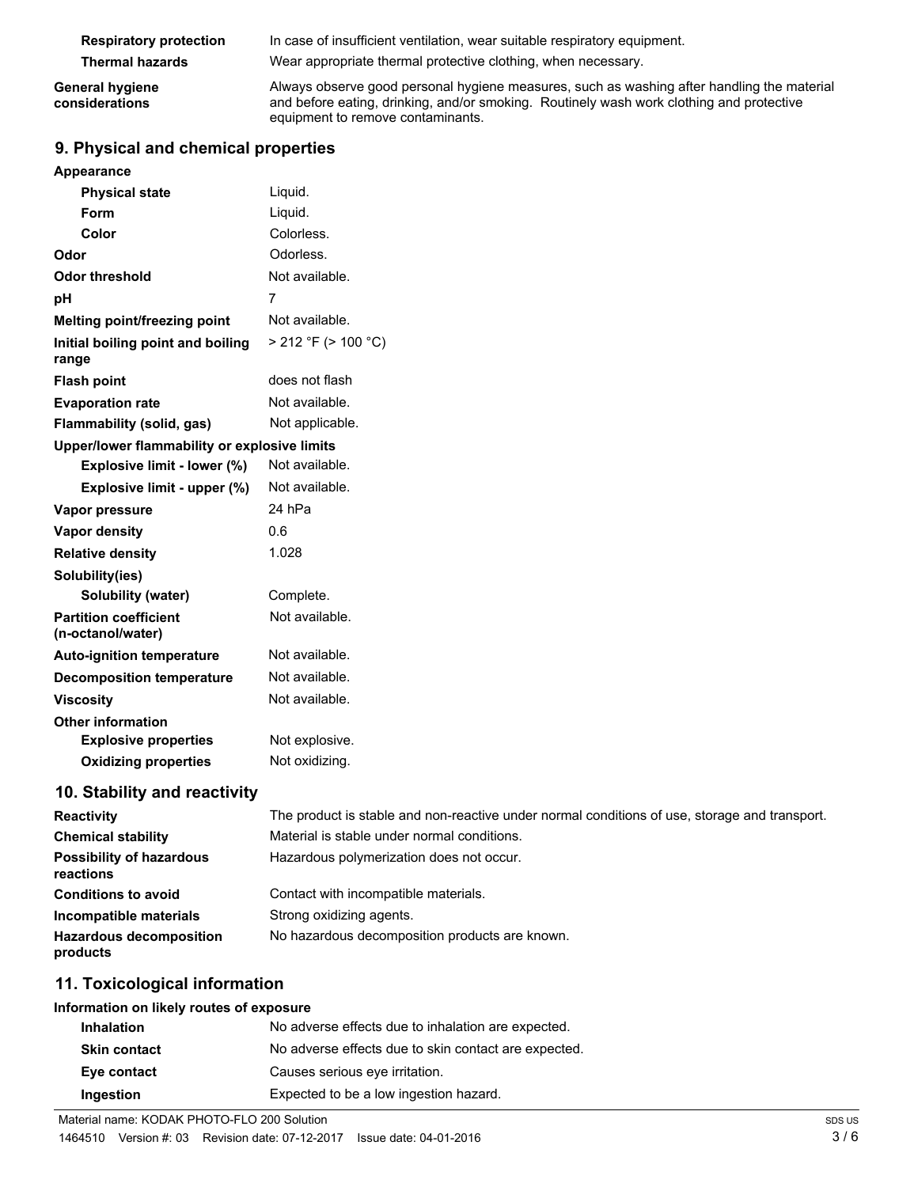| | |
|---|---|
| **Respiratory protection** | In case of insufficient ventilation, wear suitable respiratory equipment. |
| **Thermal hazards** | Wear appropriate thermal protective clothing, when necessary. |
| **General hygiene considerations** | Always observe good personal hygiene measures, such as washing after handling the material and before eating, drinking, and/or smoking. Routinely wash work clothing and protective equipment to remove contaminants. |

## 9. Physical and chemical properties

| | |
|---|---|
| **Appearance** | |
| **Physical state** | Liquid. |
| **Form** | Liquid. |
| **Color** | Colorless. |
| **Odor** | Odorless. |
| **Odor threshold** | Not available. |
| **pH** | 7 |
| **Melting point/freezing point** | Not available. |
| **Initial boiling point and boiling range** | > 212 °F (> 100 °C) |
| **Flash point** | does not flash |
| **Evaporation rate** | Not available. |
| **Flammability (solid, gas)** | Not applicable. |
| **Upper/lower flammability or explosive limits** | |
| **Explosive limit - lower (%)** | Not available. |
| **Explosive limit - upper (%)** | Not available. |
| **Vapor pressure** | 24 hPa |
| **Vapor density** | 0.6 |
| **Relative density** | 1.028 |
| **Solubility(ies)** | |
| **Solubility (water)** | Complete. |
| **Partition coefficient (n-octanol/water)** | Not available. |
| **Auto-ignition temperature** | Not available. |
| **Decomposition temperature** | Not available. |
| **Viscosity** | Not available. |
| **Other information** | |
| **Explosive properties** | Not explosive. |
| **Oxidizing properties** | Not oxidizing. |

## 10. Stability and reactivity

| | |
|---|---|
| **Reactivity** | The product is stable and non-reactive under normal conditions of use, storage and transport. |
| **Chemical stability** | Material is stable under normal conditions. |
| **Possibility of hazardous reactions** | Hazardous polymerization does not occur. |
| **Conditions to avoid** | Contact with incompatible materials. |
| **Incompatible materials** | Strong oxidizing agents. |
| **Hazardous decomposition products** | No hazardous decomposition products are known. |

## 11. Toxicological information

**Information on likely routes of exposure**

| | |
|---|---|
| **Inhalation** | No adverse effects due to inhalation are expected. |
| **Skin contact** | No adverse effects due to skin contact are expected. |
| **Eye contact** | Causes serious eye irritation. |
| **Ingestion** | Expected to be a low ingestion hazard. |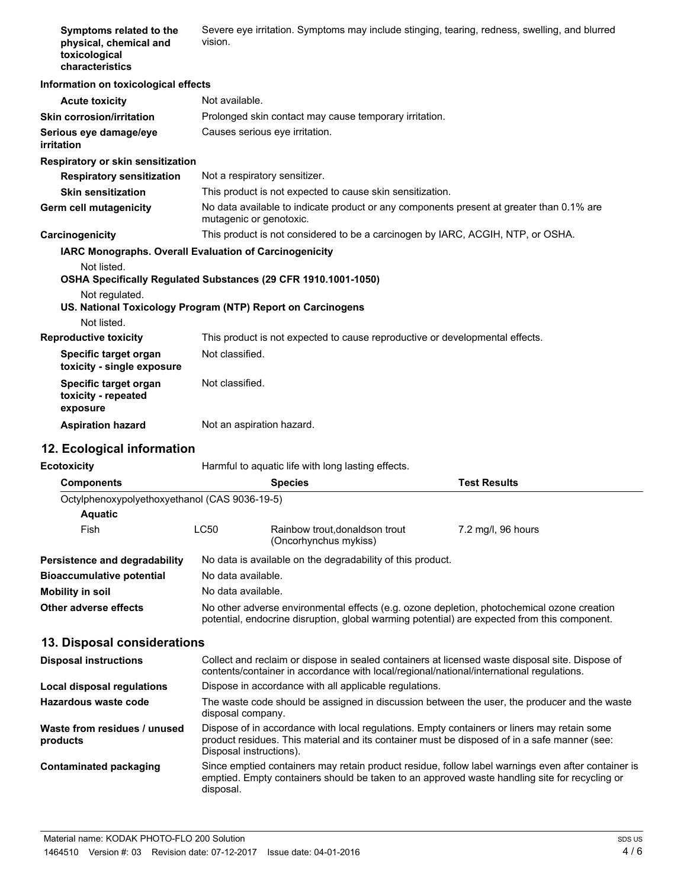**Symptoms related to the physical, chemical and toxicological characteristics** Severe eye irritation. Symptoms may include stinging, tearing, redness, swelling, and blurred vision.

**Information on toxicological effects**

**Acute toxicity** Not available.

**Skin corrosion/irritation** Prolonged skin contact may cause temporary irritation.

**Serious eye damage/eye irritation** Causes serious eye irritation.

**Respiratory or skin sensitization**

**Respiratory sensitization** Not a respiratory sensitizer.

**Skin sensitization** This product is not expected to cause skin sensitization.

**Germ cell mutagenicity** No data available to indicate product or any components present at greater than 0.1% are mutagenic or genotoxic.

**Carcinogenicity** This product is not considered to be a carcinogen by IARC, ACGIH, NTP, or OSHA.

**IARC Monographs. Overall Evaluation of Carcinogenicity**

Not listed.

**OSHA Specifically Regulated Substances (29 CFR 1910.1001-1050)**

Not regulated.

**US. National Toxicology Program (NTP) Report on Carcinogens**

Not listed.

**Reproductive toxicity** This product is not expected to cause reproductive or developmental effects.

**Specific target organ toxicity - single exposure** Not classified.

**Specific target organ toxicity - repeated exposure** Not classified.

**Aspiration hazard** Not an aspiration hazard.

## 12. Ecological information

**Ecotoxicity** Harmful to aquatic life with long lasting effects.

| Components | | Species | Test Results |
|---|---|---|---|
| Octylphenoxypolyethoxyethanol (CAS 9036-19-5) | | | |
| **Aquatic** | | | |
| Fish | LC50 | Rainbow trout,donaldson trout (Oncorhynchus mykiss) | 7.2 mg/l, 96 hours |

**Persistence and degradability** No data is available on the degradability of this product.

**Bioaccumulative potential** No data available.

**Mobility in soil** No data available.

**Other adverse effects** No other adverse environmental effects (e.g. ozone depletion, photochemical ozone creation potential, endocrine disruption, global warming potential) are expected from this component.

## 13. Disposal considerations

**Disposal instructions** Collect and reclaim or dispose in sealed containers at licensed waste disposal site. Dispose of contents/container in accordance with local/regional/national/international regulations.

**Local disposal regulations** Dispose in accordance with all applicable regulations.

**Hazardous waste code** The waste code should be assigned in discussion between the user, the producer and the waste disposal company.

**Waste from residues / unused products** Dispose of in accordance with local regulations. Empty containers or liners may retain some product residues. This material and its container must be disposed of in a safe manner (see: Disposal instructions).

**Contaminated packaging** Since emptied containers may retain product residue, follow label warnings even after container is emptied. Empty containers should be taken to an approved waste handling site for recycling or disposal.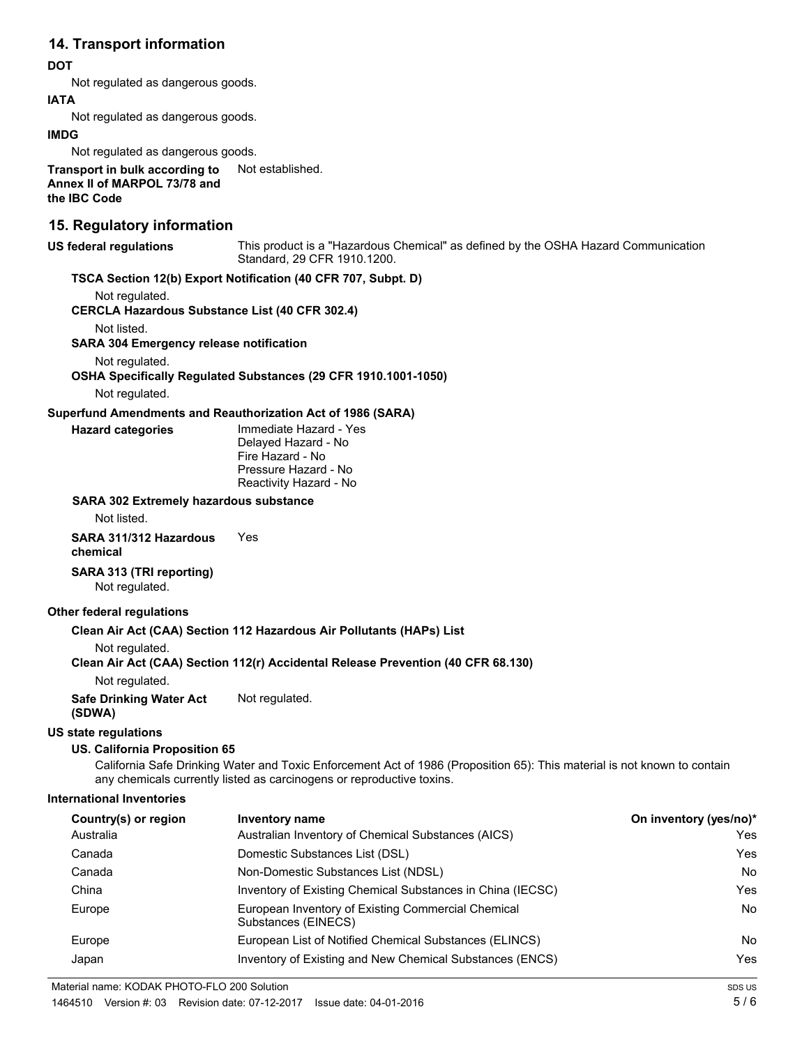## 14. Transport information

**DOT**

Not regulated as dangerous goods.

**IATA**

Not regulated as dangerous goods.

**IMDG**

Not regulated as dangerous goods.

**Transport in bulk according to Annex II of MARPOL 73/78 and the IBC Code** Not established.

## 15. Regulatory information

**US federal regulations** This product is a "Hazardous Chemical" as defined by the OSHA Hazard Communication Standard, 29 CFR 1910.1200.

**TSCA Section 12(b) Export Notification (40 CFR 707, Subpt. D)**

Not regulated.

**CERCLA Hazardous Substance List (40 CFR 302.4)**

Not listed.

**SARA 304 Emergency release notification**

Not regulated.

**OSHA Specifically Regulated Substances (29 CFR 1910.1001-1050)**

Not regulated.

**Superfund Amendments and Reauthorization Act of 1986 (SARA)**

**Hazard categories**

Immediate Hazard - Yes
Delayed Hazard - No
Fire Hazard - No
Pressure Hazard - No
Reactivity Hazard - No

**SARA 302 Extremely hazardous substance**

Not listed.

**SARA 311/312 Hazardous chemical** Yes

**SARA 313 (TRI reporting)**

Not regulated.

**Other federal regulations**

**Clean Air Act (CAA) Section 112 Hazardous Air Pollutants (HAPs) List**

Not regulated.

**Clean Air Act (CAA) Section 112(r) Accidental Release Prevention (40 CFR 68.130)**

Not regulated.

**Safe Drinking Water Act (SDWA)** Not regulated.

**US state regulations**

**US. California Proposition 65**

California Safe Drinking Water and Toxic Enforcement Act of 1986 (Proposition 65): This material is not known to contain any chemicals currently listed as carcinogens or reproductive toxins.

**International Inventories**

| Country(s) or region | Inventory name | On inventory (yes/no)* |
|---|---|---|
| Australia | Australian Inventory of Chemical Substances (AICS) | Yes |
| Canada | Domestic Substances List (DSL) | Yes |
| Canada | Non-Domestic Substances List (NDSL) | No |
| China | Inventory of Existing Chemical Substances in China (IECSC) | Yes |
| Europe | European Inventory of Existing Commercial Chemical Substances (EINECS) | No |
| Europe | European List of Notified Chemical Substances (ELINCS) | No |
| Japan | Inventory of Existing and New Chemical Substances (ENCS) | Yes |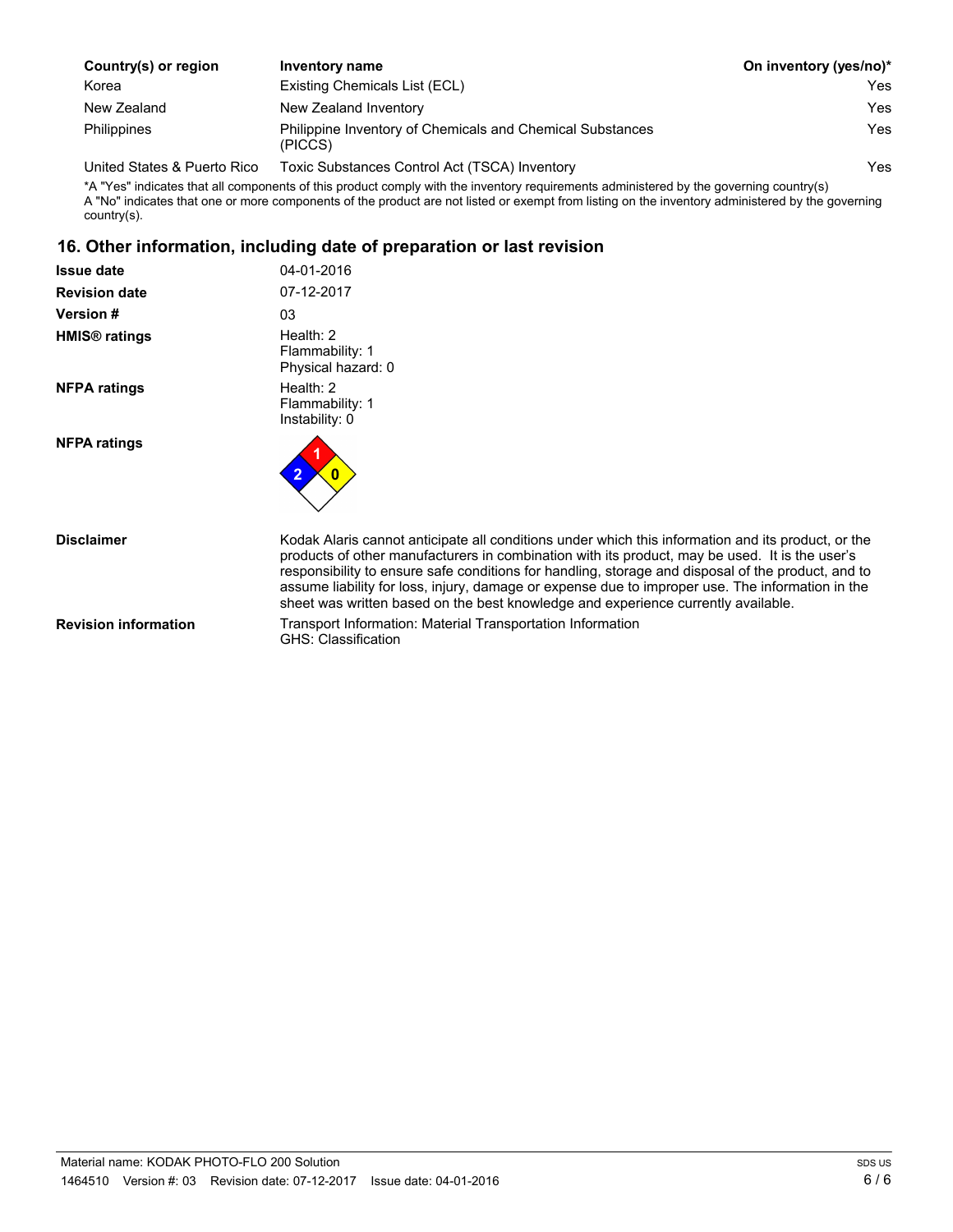| Country(s) or region | Inventory name | On inventory (yes/no)* |
| --- | --- | --- |
| Korea | Existing Chemicals List (ECL) | Yes |
| New Zealand | New Zealand Inventory | Yes |
| Philippines | Philippine Inventory of Chemicals and Chemical Substances (PICCS) | Yes |
| United States & Puerto Rico | Toxic Substances Control Act (TSCA) Inventory | Yes |

*A "Yes" indicates that all components of this product comply with the inventory requirements administered by the governing country(s)
A "No" indicates that one or more components of the product are not listed or exempt from listing on the inventory administered by the governing country(s).

## 16. Other information, including date of preparation or last revision

| | |
| --- | --- |
| **Issue date** | 04-01-2016 |
| **Revision date** | 07-12-2017 |
| **Version #** | 03 |
| **HMIS® ratings** | Health: 2<br>Flammability: 1<br>Physical hazard: 0 |
| **NFPA ratings** | Health: 2<br>Flammability: 1<br>Instability: 0 |
| **NFPA ratings** | 1<br>2 0 |
| **Disclaimer** | Kodak Alaris cannot anticipate all conditions under which this information and its product, or the products of other manufacturers in combination with its product, may be used. It is the user's responsibility to ensure safe conditions for handling, storage and disposal of the product, and to assume liability for loss, injury, damage or expense due to improper use. The information in the sheet was written based on the best knowledge and experience currently available. |
| **Revision information** | Transport Information: Material Transportation Information<br>GHS: Classification |